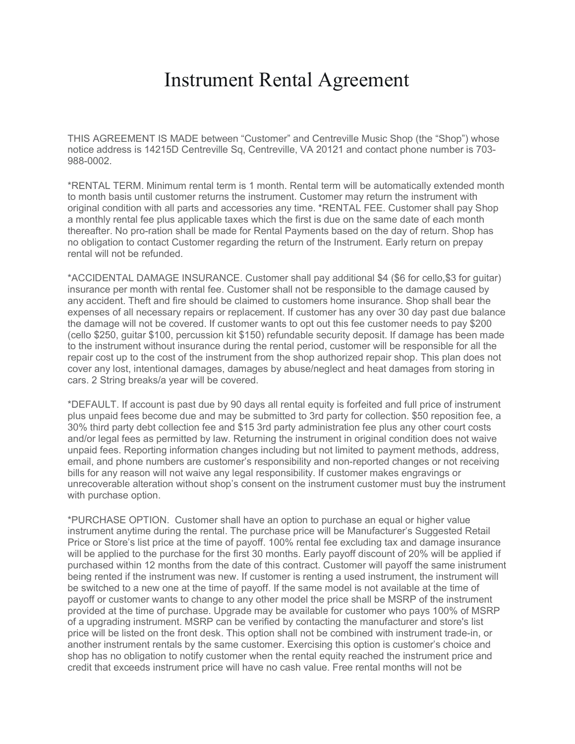# Instrument Rental Agreement

THIS AGREEMENT IS MADE between "Customer" and Centreville Music Shop (the "Shop") whose notice address is 14215D Centreville Sq, Centreville, VA 20121 and contact phone number is 703-988-0002.

*RENTAL TERM. Minimum rental term is 1 month. Rental term will be automatically extended month to month basis until customer returns the instrument. Customer may return the instrument with original condition with all parts and accessories any time. *RENTAL FEE. Customer shall pay Shop a monthly rental fee plus applicable taxes which the first is due on the same date of each month thereafter. No pro-ration shall be made for Rental Payments based on the day of return. Shop has no obligation to contact Customer regarding the return of the Instrument. Early return on prepay rental will not be refunded.

*ACCIDENTAL DAMAGE INSURANCE. Customer shall pay additional $4 ($6 for cello,$3 for guitar) insurance per month with rental fee. Customer shall not be responsible to the damage caused by any accident. Theft and fire should be claimed to customers home insurance. Shop shall bear the expenses of all necessary repairs or replacement. If customer has any over 30 day past due balance the damage will not be covered. If customer wants to opt out this fee customer needs to pay $200 (cello $250, guitar $100, percussion kit $150) refundable security deposit. If damage has been made to the instrument without insurance during the rental period, customer will be responsible for all the repair cost up to the cost of the instrument from the shop authorized repair shop. This plan does not cover any lost, intentional damages, damages by abuse/neglect and heat damages from storing in cars. 2 String breaks/a year will be covered.

*DEFAULT. If account is past due by 90 days all rental equity is forfeited and full price of instrument plus unpaid fees become due and may be submitted to 3rd party for collection. $50 reposition fee, a 30% third party debt collection fee and $15 3rd party administration fee plus any other court costs and/or legal fees as permitted by law. Returning the instrument in original condition does not waive unpaid fees. Reporting information changes including but not limited to payment methods, address, email, and phone numbers are customer's responsibility and non-reported changes or not receiving bills for any reason will not waive any legal responsibility. If customer makes engravings or unrecoverable alteration without shop's consent on the instrument customer must buy the instrument with purchase option.

*PURCHASE OPTION. Customer shall have an option to purchase an equal or higher value instrument anytime during the rental. The purchase price will be Manufacturer's Suggested Retail Price or Store's list price at the time of payoff. 100% rental fee excluding tax and damage insurance will be applied to the purchase for the first 30 months. Early payoff discount of 20% will be applied if purchased within 12 months from the date of this contract. Customer will payoff the same inistrument being rented if the instrument was new. If customer is renting a used instrument, the instrument will be switched to a new one at the time of payoff. If the same model is not available at the time of payoff or customer wants to change to any other model the price shall be MSRP of the instrument provided at the time of purchase. Upgrade may be available for customer who pays 100% of MSRP of a upgrading instrument. MSRP can be verified by contacting the manufacturer and store's list price will be listed on the front desk. This option shall not be combined with instrument trade-in, or another instrument rentals by the same customer. Exercising this option is customer's choice and shop has no obligation to notify customer when the rental equity reached the instrument price and credit that exceeds instrument price will have no cash value. Free rental months will not be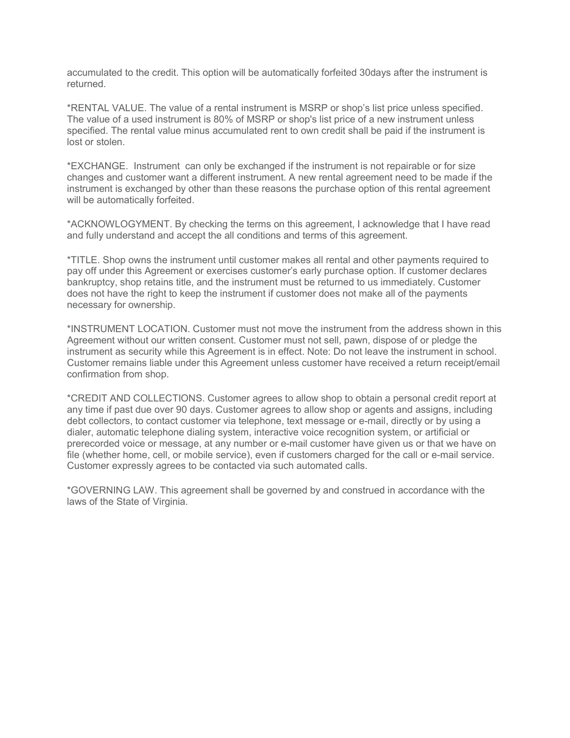accumulated to the credit. This option will be automatically forfeited 30days after the instrument is returned.

*RENTAL VALUE. The value of a rental instrument is MSRP or shop's list price unless specified. The value of a used instrument is 80% of MSRP or shop's list price of a new instrument unless specified. The rental value minus accumulated rent to own credit shall be paid if the instrument is lost or stolen.

*EXCHANGE. Instrument can only be exchanged if the instrument is not repairable or for size changes and customer want a different instrument. A new rental agreement need to be made if the instrument is exchanged by other than these reasons the purchase option of this rental agreement will be automatically forfeited.

*ACKNOWLOGYMENT. By checking the terms on this agreement, I acknowledge that I have read and fully understand and accept the all conditions and terms of this agreement.

*TITLE. Shop owns the instrument until customer makes all rental and other payments required to pay off under this Agreement or exercises customer's early purchase option. If customer declares bankruptcy, shop retains title, and the instrument must be returned to us immediately. Customer does not have the right to keep the instrument if customer does not make all of the payments necessary for ownership.

*INSTRUMENT LOCATION. Customer must not move the instrument from the address shown in this Agreement without our written consent. Customer must not sell, pawn, dispose of or pledge the instrument as security while this Agreement is in effect. Note: Do not leave the instrument in school. Customer remains liable under this Agreement unless customer have received a return receipt/email confirmation from shop.

*CREDIT AND COLLECTIONS. Customer agrees to allow shop to obtain a personal credit report at any time if past due over 90 days. Customer agrees to allow shop or agents and assigns, including debt collectors, to contact customer via telephone, text message or e-mail, directly or by using a dialer, automatic telephone dialing system, interactive voice recognition system, or artificial or prerecorded voice or message, at any number or e-mail customer have given us or that we have on file (whether home, cell, or mobile service), even if customers charged for the call or e-mail service. Customer expressly agrees to be contacted via such automated calls.

*GOVERNING LAW. This agreement shall be governed by and construed in accordance with the laws of the State of Virginia.